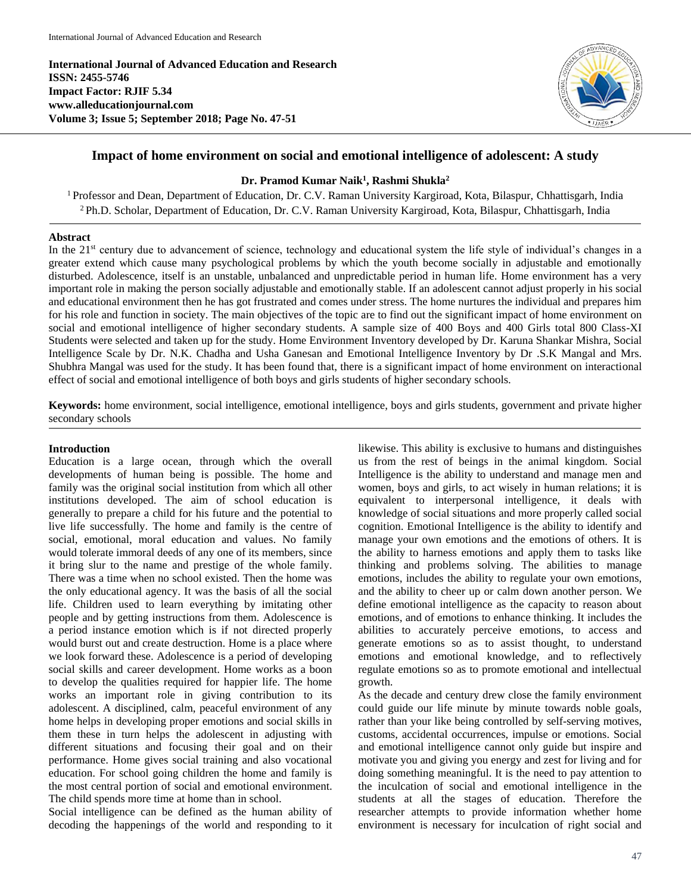**International Journal of Advanced Education and Research**
**ISSN: 2455-5746**
**Impact Factor: RJIF 5.34**
**www.alleducationjournal.com**
**Volume 3; Issue 5; September 2018; Page No. 47-51**

# Impact of home environment on social and emotional intelligence of adolescent: A study

**Dr. Pramod Kumar Naik[1], Rashmi Shukla[2]**

[1] Professor and Dean, Department of Education, Dr. C.V. Raman University Kargiroad, Kota, Bilaspur, Chhattisgarh, India
[2] Ph.D. Scholar, Department of Education, Dr. C.V. Raman University Kargiroad, Kota, Bilaspur, Chhattisgarh, India

## Abstract

In the 21st century due to advancement of science, technology and educational system the life style of individual's changes in a greater extend which cause many psychological problems by which the youth become socially in adjustable and emotionally disturbed. Adolescence, itself is an unstable, unbalanced and unpredictable period in human life. Home environment has a very important role in making the person socially adjustable and emotionally stable. If an adolescent cannot adjust properly in his social and educational environment then he has got frustrated and comes under stress. The home nurtures the individual and prepares him for his role and function in society. The main objectives of the topic are to find out the significant impact of home environment on social and emotional intelligence of higher secondary students. A sample size of 400 Boys and 400 Girls total 800 Class-XI Students were selected and taken up for the study. Home Environment Inventory developed by Dr. Karuna Shankar Mishra, Social Intelligence Scale by Dr. N.K. Chadha and Usha Ganesan and Emotional Intelligence Inventory by Dr .S.K Mangal and Mrs. Shubhra Mangal was used for the study. It has been found that, there is a significant impact of home environment on interactional effect of social and emotional intelligence of both boys and girls students of higher secondary schools.

**Keywords:** home environment, social intelligence, emotional intelligence, boys and girls students, government and private higher secondary schools

## Introduction

Education is a large ocean, through which the overall developments of human being is possible. The home and family was the original social institution from which all other institutions developed. The aim of school education is generally to prepare a child for his future and the potential to live life successfully. The home and family is the centre of social, emotional, moral education and values. No family would tolerate immoral deeds of any one of its members, since it bring slur to the name and prestige of the whole family. There was a time when no school existed. Then the home was the only educational agency. It was the basis of all the social life. Children used to learn everything by imitating other people and by getting instructions from them. Adolescence is a period instance emotion which is if not directed properly would burst out and create destruction. Home is a place where we look forward these. Adolescence is a period of developing social skills and career development. Home works as a boon to develop the qualities required for happier life. The home works an important role in giving contribution to its adolescent. A disciplined, calm, peaceful environment of any home helps in developing proper emotions and social skills in them these in turn helps the adolescent in adjusting with different situations and focusing their goal and on their performance. Home gives social training and also vocational education. For school going children the home and family is the most central portion of social and emotional environment. The child spends more time at home than in school.

Social intelligence can be defined as the human ability of decoding the happenings of the world and responding to it likewise. This ability is exclusive to humans and distinguishes us from the rest of beings in the animal kingdom. Social Intelligence is the ability to understand and manage men and women, boys and girls, to act wisely in human relations; it is equivalent to interpersonal intelligence, it deals with knowledge of social situations and more properly called social cognition. Emotional Intelligence is the ability to identify and manage your own emotions and the emotions of others. It is the ability to harness emotions and apply them to tasks like thinking and problems solving. The abilities to manage emotions, includes the ability to regulate your own emotions, and the ability to cheer up or calm down another person. We define emotional intelligence as the capacity to reason about emotions, and of emotions to enhance thinking. It includes the abilities to accurately perceive emotions, to access and generate emotions so as to assist thought, to understand emotions and emotional knowledge, and to reflectively regulate emotions so as to promote emotional and intellectual growth.

As the decade and century drew close the family environment could guide our life minute by minute towards noble goals, rather than your like being controlled by self-serving motives, customs, accidental occurrences, impulse or emotions. Social and emotional intelligence cannot only guide but inspire and motivate you and giving you energy and zest for living and for doing something meaningful. It is the need to pay attention to the inculcation of social and emotional intelligence in the students at all the stages of education. Therefore the researcher attempts to provide information whether home environment is necessary for inculcation of right social and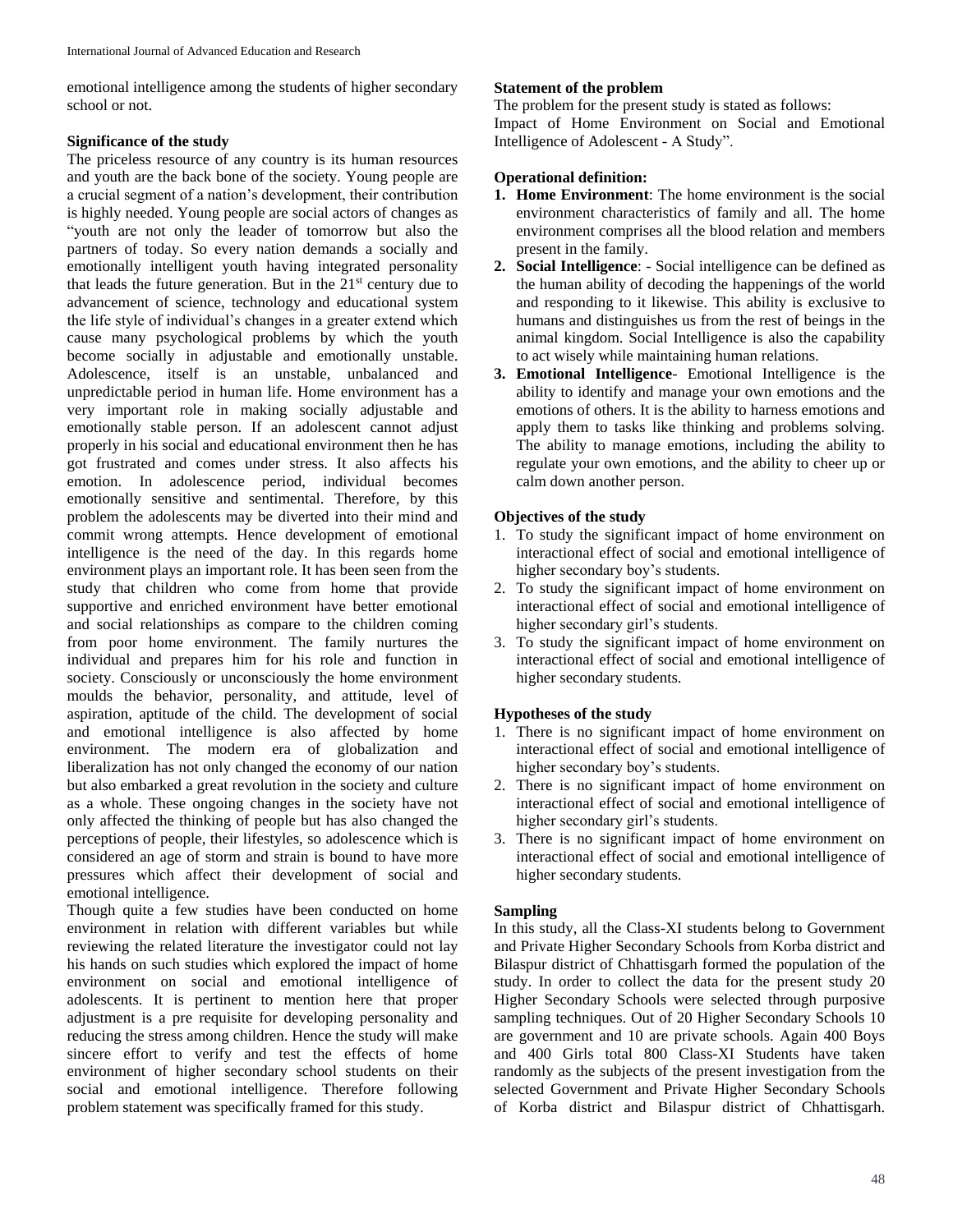emotional intelligence among the students of higher secondary school or not.

### Significance of the study

The priceless resource of any country is its human resources and youth are the back bone of the society. Young people are a crucial segment of a nation's development, their contribution is highly needed. Young people are social actors of changes as "youth are not only the leader of tomorrow but also the partners of today. So every nation demands a socially and emotionally intelligent youth having integrated personality that leads the future generation. But in the 21st century due to advancement of science, technology and educational system the life style of individual's changes in a greater extend which cause many psychological problems by which the youth become socially in adjustable and emotionally unstable. Adolescence, itself is an unstable, unbalanced and unpredictable period in human life. Home environment has a very important role in making socially adjustable and emotionally stable person. If an adolescent cannot adjust properly in his social and educational environment then he has got frustrated and comes under stress. It also affects his emotion. In adolescence period, individual becomes emotionally sensitive and sentimental. Therefore, by this problem the adolescents may be diverted into their mind and commit wrong attempts. Hence development of emotional intelligence is the need of the day. In this regards home environment plays an important role. It has been seen from the study that children who come from home that provide supportive and enriched environment have better emotional and social relationships as compare to the children coming from poor home environment. The family nurtures the individual and prepares him for his role and function in society. Consciously or unconsciously the home environment moulds the behavior, personality, and attitude, level of aspiration, aptitude of the child. The development of social and emotional intelligence is also affected by home environment. The modern era of globalization and liberalization has not only changed the economy of our nation but also embarked a great revolution in the society and culture as a whole. These ongoing changes in the society have not only affected the thinking of people but has also changed the perceptions of people, their lifestyles, so adolescence which is considered an age of storm and strain is bound to have more pressures which affect their development of social and emotional intelligence.

Though quite a few studies have been conducted on home environment in relation with different variables but while reviewing the related literature the investigator could not lay his hands on such studies which explored the impact of home environment on social and emotional intelligence of adolescents. It is pertinent to mention here that proper adjustment is a pre requisite for developing personality and reducing the stress among children. Hence the study will make sincere effort to verify and test the effects of home environment of higher secondary school students on their social and emotional intelligence. Therefore following problem statement was specifically framed for this study.

### Statement of the problem

The problem for the present study is stated as follows:
Impact of Home Environment on Social and Emotional Intelligence of Adolescent - A Study".

### Operational definition:

1. **Home Environment**: The home environment is the social environment characteristics of family and all. The home environment comprises all the blood relation and members present in the family.
2. **Social Intelligence**: - Social intelligence can be defined as the human ability of decoding the happenings of the world and responding to it likewise. This ability is exclusive to humans and distinguishes us from the rest of beings in the animal kingdom. Social Intelligence is also the capability to act wisely while maintaining human relations.
3. **Emotional Intelligence**- Emotional Intelligence is the ability to identify and manage your own emotions and the emotions of others. It is the ability to harness emotions and apply them to tasks like thinking and problems solving. The ability to manage emotions, including the ability to regulate your own emotions, and the ability to cheer up or calm down another person.

### Objectives of the study

1. To study the significant impact of home environment on interactional effect of social and emotional intelligence of higher secondary boy's students.
2. To study the significant impact of home environment on interactional effect of social and emotional intelligence of higher secondary girl's students.
3. To study the significant impact of home environment on interactional effect of social and emotional intelligence of higher secondary students.

### Hypotheses of the study

1. There is no significant impact of home environment on interactional effect of social and emotional intelligence of higher secondary boy's students.
2. There is no significant impact of home environment on interactional effect of social and emotional intelligence of higher secondary girl's students.
3. There is no significant impact of home environment on interactional effect of social and emotional intelligence of higher secondary students.

### Sampling

In this study, all the Class-XI students belong to Government and Private Higher Secondary Schools from Korba district and Bilaspur district of Chhattisgarh formed the population of the study. In order to collect the data for the present study 20 Higher Secondary Schools were selected through purposive sampling techniques. Out of 20 Higher Secondary Schools 10 are government and 10 are private schools. Again 400 Boys and 400 Girls total 800 Class-XI Students have taken randomly as the subjects of the present investigation from the selected Government and Private Higher Secondary Schools of Korba district and Bilaspur district of Chhattisgarh.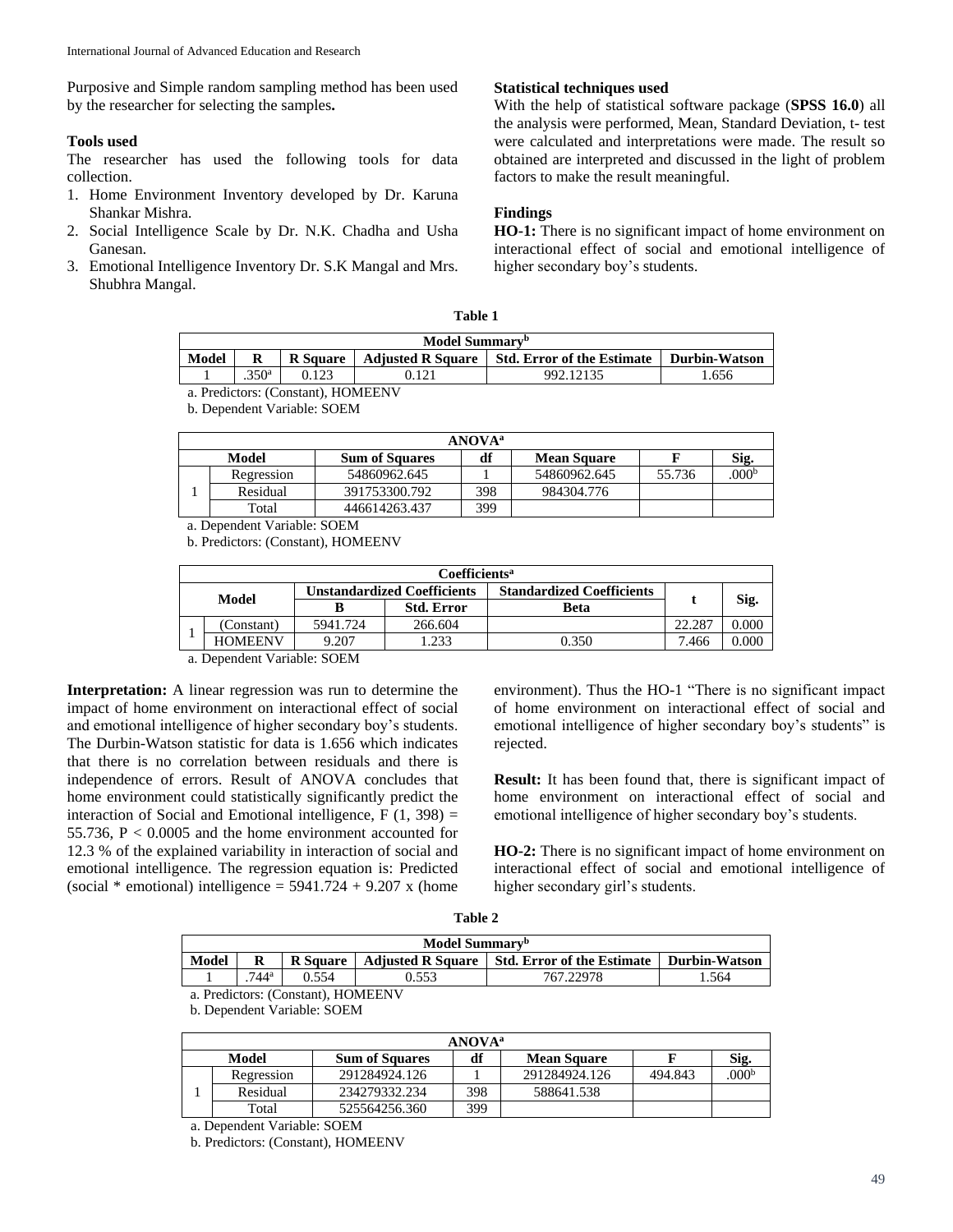Purposive and Simple random sampling method has been used by the researcher for selecting the samples**.**

### Tools used

The researcher has used the following tools for data collection.

1. Home Environment Inventory developed by Dr. Karuna Shankar Mishra.
2. Social Intelligence Scale by Dr. N.K. Chadha and Usha Ganesan.
3. Emotional Intelligence Inventory Dr. S.K Mangal and Mrs. Shubhra Mangal.

### Statistical techniques used

With the help of statistical software package (**SPSS 16.0**) all the analysis were performed, Mean, Standard Deviation, t- test were calculated and interpretations were made. The result so obtained are interpreted and discussed in the light of problem factors to make the result meaningful.

### Findings

**HO-1:** There is no significant impact of home environment on interactional effect of social and emotional intelligence of higher secondary boy's students.

**Table 1**

| Model Summary[b] | | | | | |
|---|---|---|---|---|---|
| Model | R | R Square | Adjusted R Square | Std. Error of the Estimate | Durbin-Watson |
| 1 | .350[a] | 0.123 | 0.121 | 992.12135 | 1.656 |

a. Predictors: (Constant), HOMEENV

b. Dependent Variable: SOEM

| ANOVA[a] | | | | | | |
|---|---|---|---|---|---|---|
| Model | | Sum of Squares | df | Mean Square | F | Sig. |
| 1 | Regression | 54860962.645 | 1 | 54860962.645 | 55.736 | .000[b] |
| | Residual | 391753300.792 | 398 | 984304.776 | | |
| | Total | 446614263.437 | 399 | | | |

a. Dependent Variable: SOEM

b. Predictors: (Constant), HOMEENV

| Coefficients[a] | | | | | | |
|---|---|---|---|---|---|---|
| Model | | Unstandardized Coefficients | | Standardized Coefficients | t | Sig. |
| | | B | Std. Error | Beta | | |
| 1 | (Constant) | 5941.724 | 266.604 | | 22.287 | 0.000 |
| | HOMEENV | 9.207 | 1.233 | 0.350 | 7.466 | 0.000 |

a. Dependent Variable: SOEM

**Interpretation:** A linear regression was run to determine the impact of home environment on interactional effect of social and emotional intelligence of higher secondary boy's students. The Durbin-Watson statistic for data is 1.656 which indicates that there is no correlation between residuals and there is independence of errors. Result of ANOVA concludes that home environment could statistically significantly predict the interaction of Social and Emotional intelligence, $F(1, 398) = 55.736$, $P < 0.0005$ and the home environment accounted for 12.3 % of the explained variability in interaction of social and emotional intelligence. The regression equation is: Predicted (social * emotional) intelligence = 5941.724 + 9.207 x (home environment). Thus the HO-1 "There is no significant impact of home environment on interactional effect of social and emotional intelligence of higher secondary boy's students" is rejected.

**Result:** It has been found that, there is significant impact of home environment on interactional effect of social and emotional intelligence of higher secondary boy's students.

**HO-2:** There is no significant impact of home environment on interactional effect of social and emotional intelligence of higher secondary girl's students.

**Table 2**

| Model Summary[b] | | | | | |
|---|---|---|---|---|---|
| Model | R | R Square | Adjusted R Square | Std. Error of the Estimate | Durbin-Watson |
| 1 | .744[a] | 0.554 | 0.553 | 767.22978 | 1.564 |

a. Predictors: (Constant), HOMEENV

b. Dependent Variable: SOEM

| ANOVA[a] | | | | | | |
|---|---|---|---|---|---|---|
| Model | | Sum of Squares | df | Mean Square | F | Sig. |
| 1 | Regression | 291284924.126 | 1 | 291284924.126 | 494.843 | .000[b] |
| | Residual | 234279332.234 | 398 | 588641.538 | | |
| | Total | 525564256.360 | 399 | | | |

a. Dependent Variable: SOEM

b. Predictors: (Constant), HOMEENV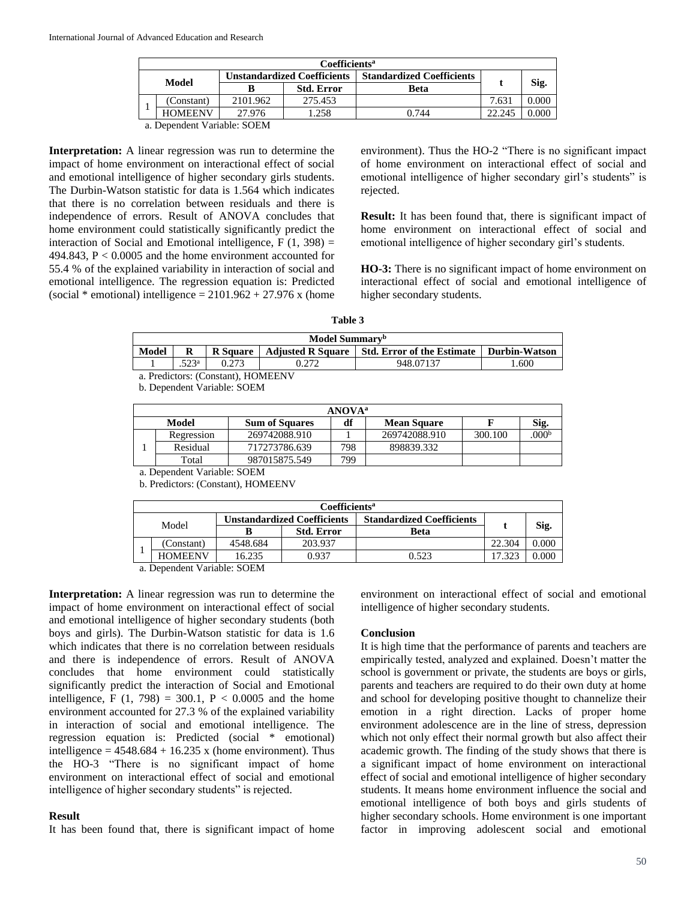| Coefficients[a] | | | | | | | |
|---|---|---|---|---|---|---|---|
| Model | | Unstandardized Coefficients | | Standardized Coefficients | t | Sig. |
| | | B | Std. Error | Beta | | |
| 1 | (Constant) | 2101.962 | 275.453 | | 7.631 | 0.000 |
| | HOMEENV | 27.976 | 1.258 | 0.744 | 22.245 | 0.000 |

a. Dependent Variable: SOEM

**Interpretation:** A linear regression was run to determine the impact of home environment on interactional effect of social and emotional intelligence of higher secondary girls students. The Durbin-Watson statistic for data is 1.564 which indicates that there is no correlation between residuals and there is independence of errors. Result of ANOVA concludes that home environment could statistically significantly predict the interaction of Social and Emotional intelligence, $F(1, 398) = 494.843$, $P < 0.0005$ and the home environment accounted for 55.4 % of the explained variability in interaction of social and emotional intelligence. The regression equation is: Predicted (social * emotional) intelligence = 2101.962 + 27.976 x (home environment). Thus the HO-2 "There is no significant impact of home environment on interactional effect of social and emotional intelligence of higher secondary girl's students" is rejected.

**Result:** It has been found that, there is significant impact of home environment on interactional effect of social and emotional intelligence of higher secondary girl's students.

**HO-3:** There is no significant impact of home environment on interactional effect of social and emotional intelligence of higher secondary students.

**Table 3**

| Model Summary[b] | | | | | |
|---|---|---|---|---|---|
| Model | R | R Square | Adjusted R Square | Std. Error of the Estimate | Durbin-Watson |
| 1 | .523[a] | 0.273 | 0.272 | 948.07137 | 1.600 |

a. Predictors: (Constant), HOMEENV

b. Dependent Variable: SOEM

| ANOVA[a] | | | | | | |
|---|---|---|---|---|---|---|
| Model | | Sum of Squares | df | Mean Square | F | Sig. |
| 1 | Regression | 269742088.910 | 1 | 269742088.910 | 300.100 | .000[b] |
| | Residual | 717273786.639 | 798 | 898839.332 | | |
| | Total | 987015875.549 | 799 | | | |

a. Dependent Variable: SOEM

b. Predictors: (Constant), HOMEENV

| Coefficients[a] | | | | | | |
|---|---|---|---|---|---|---|
| Model | | Unstandardized Coefficients | | Standardized Coefficients | t | Sig. |
| | | B | Std. Error | Beta | | |
| 1 | (Constant) | 4548.684 | 203.937 | | 22.304 | 0.000 |
| | HOMEENV | 16.235 | 0.937 | 0.523 | 17.323 | 0.000 |

a. Dependent Variable: SOEM

**Interpretation:** A linear regression was run to determine the impact of home environment on interactional effect of social and emotional intelligence of higher secondary students (both boys and girls). The Durbin-Watson statistic for data is 1.6 which indicates that there is no correlation between residuals and there is independence of errors. Result of ANOVA concludes that home environment could statistically significantly predict the interaction of Social and Emotional intelligence, $F(1, 798) = 300.1$, $P < 0.0005$ and the home environment accounted for 27.3 % of the explained variability in interaction of social and emotional intelligence. The regression equation is: Predicted (social * emotional) intelligence = 4548.684 + 16.235 x (home environment). Thus the HO-3 "There is no significant impact of home environment on interactional effect of social and emotional intelligence of higher secondary students" is rejected.

### Result

It has been found that, there is significant impact of home environment on interactional effect of social and emotional intelligence of higher secondary students.

### Conclusion

It is high time that the performance of parents and teachers are empirically tested, analyzed and explained. Doesn't matter the school is government or private, the students are boys or girls, parents and teachers are required to do their own duty at home and school for developing positive thought to channelize their emotion in a right direction. Lacks of proper home environment adolescence are in the line of stress, depression which not only effect their normal growth but also affect their academic growth. The finding of the study shows that there is a significant impact of home environment on interactional effect of social and emotional intelligence of higher secondary students. It means home environment influence the social and emotional intelligence of both boys and girls students of higher secondary schools. Home environment is one important factor in improving adolescent social and emotional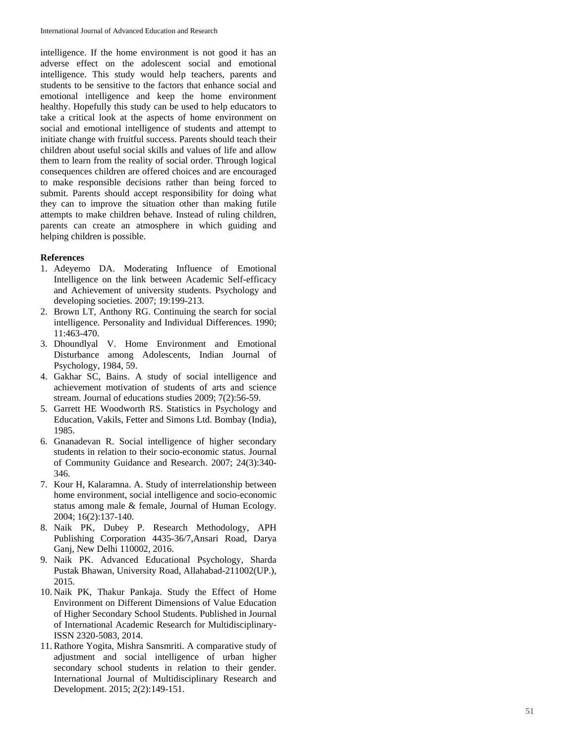intelligence. If the home environment is not good it has an adverse effect on the adolescent social and emotional intelligence. This study would help teachers, parents and students to be sensitive to the factors that enhance social and emotional intelligence and keep the home environment healthy. Hopefully this study can be used to help educators to take a critical look at the aspects of home environment on social and emotional intelligence of students and attempt to initiate change with fruitful success. Parents should teach their children about useful social skills and values of life and allow them to learn from the reality of social order. Through logical consequences children are offered choices and are encouraged to make responsible decisions rather than being forced to submit. Parents should accept responsibility for doing what they can to improve the situation other than making futile attempts to make children behave. Instead of ruling children, parents can create an atmosphere in which guiding and helping children is possible.

**References**

1. Adeyemo DA. Moderating Influence of Emotional Intelligence on the link between Academic Self-efficacy and Achievement of university students. Psychology and developing societies. 2007; 19:199-213.
2. Brown LT, Anthony RG. Continuing the search for social intelligence. Personality and Individual Differences. 1990; 11:463-470.
3. Dhoundlyal V. Home Environment and Emotional Disturbance among Adolescents, Indian Journal of Psychology, 1984, 59.
4. Gakhar SC, Bains. A study of social intelligence and achievement motivation of students of arts and science stream. Journal of educations studies 2009; 7(2):56-59.
5. Garrett HE Woodworth RS. Statistics in Psychology and Education, Vakils, Fetter and Simons Ltd. Bombay (India), 1985.
6. Gnanadevan R. Social intelligence of higher secondary students in relation to their socio-economic status. Journal of Community Guidance and Research. 2007; 24(3):340-346.
7. Kour H, Kalaramna. A. Study of interrelationship between home environment, social intelligence and socio-economic status among male & female, Journal of Human Ecology. 2004; 16(2):137-140.
8. Naik PK, Dubey P. Research Methodology, APH Publishing Corporation 4435-36/7,Ansari Road, Darya Ganj, New Delhi 110002, 2016.
9. Naik PK. Advanced Educational Psychology, Sharda Pustak Bhawan, University Road, Allahabad-211002(UP.), 2015.
10. Naik PK, Thakur Pankaja. Study the Effect of Home Environment on Different Dimensions of Value Education of Higher Secondary School Students. Published in Journal of International Academic Research for Multidisciplinary-ISSN 2320-5083, 2014.
11. Rathore Yogita, Mishra Sansmriti. A comparative study of adjustment and social intelligence of urban higher secondary school students in relation to their gender. International Journal of Multidisciplinary Research and Development. 2015; 2(2):149-151.